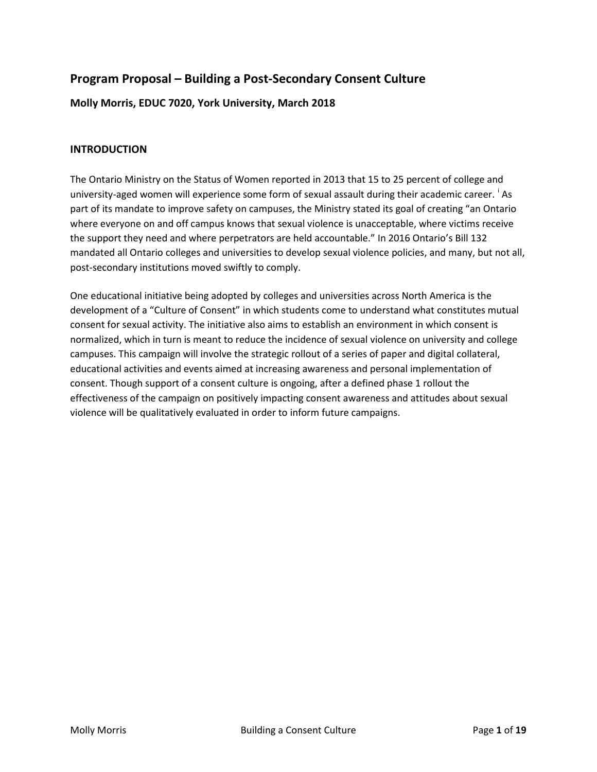# Program Proposal – Building a Post-Secondary Consent Culture

**Molly Morris, EDUC 7020, York University, March 2018**

## INTRODUCTION

The Ontario Ministry on the Status of Women reported in 2013 that 15 to 25 percent of college and university-aged women will experience some form of sexual assault during their academic career. [i] As part of its mandate to improve safety on campuses, the Ministry stated its goal of creating "an Ontario where everyone on and off campus knows that sexual violence is unacceptable, where victims receive the support they need and where perpetrators are held accountable." In 2016 Ontario's Bill 132 mandated all Ontario colleges and universities to develop sexual violence policies, and many, but not all, post-secondary institutions moved swiftly to comply.

One educational initiative being adopted by colleges and universities across North America is the development of a "Culture of Consent" in which students come to understand what constitutes mutual consent for sexual activity. The initiative also aims to establish an environment in which consent is normalized, which in turn is meant to reduce the incidence of sexual violence on university and college campuses. This campaign will involve the strategic rollout of a series of paper and digital collateral, educational activities and events aimed at increasing awareness and personal implementation of consent. Though support of a consent culture is ongoing, after a defined phase 1 rollout the effectiveness of the campaign on positively impacting consent awareness and attitudes about sexual violence will be qualitatively evaluated in order to inform future campaigns.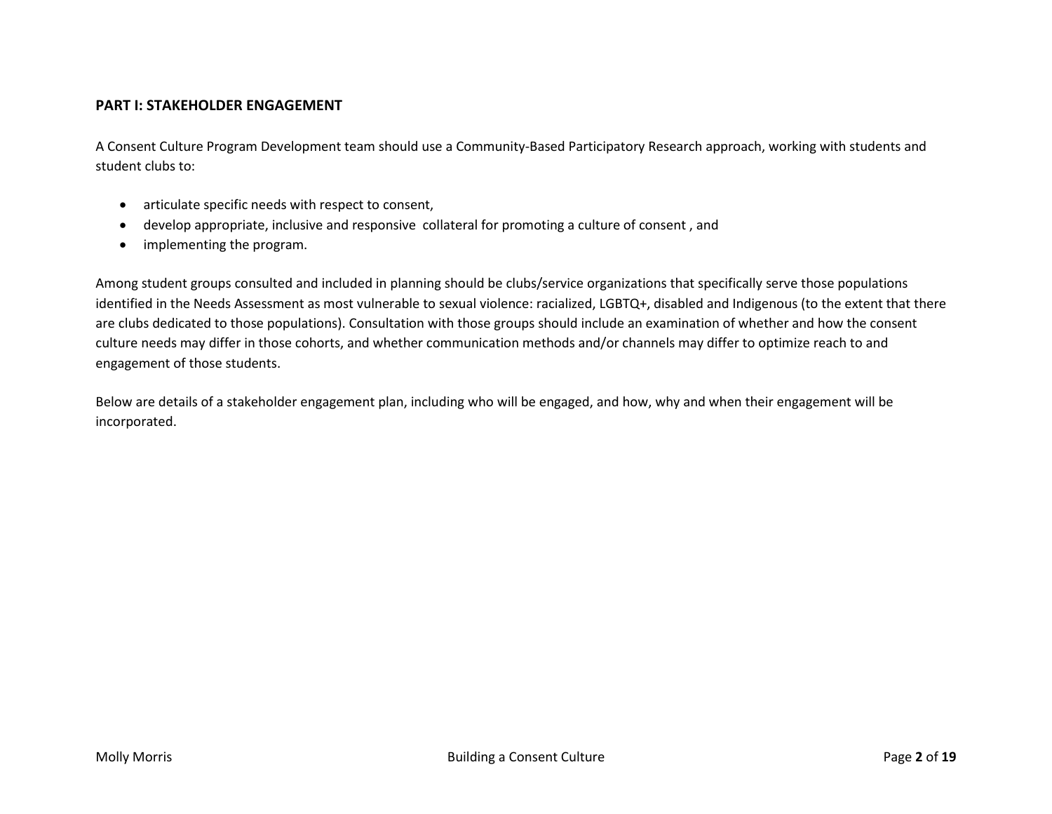## PART I: STAKEHOLDER ENGAGEMENT

A Consent Culture Program Development team should use a Community-Based Participatory Research approach, working with students and student clubs to:

- articulate specific needs with respect to consent,
- develop appropriate, inclusive and responsive collateral for promoting a culture of consent , and
- implementing the program.

Among student groups consulted and included in planning should be clubs/service organizations that specifically serve those populations identified in the Needs Assessment as most vulnerable to sexual violence: racialized, LGBTQ+, disabled and Indigenous (to the extent that there are clubs dedicated to those populations). Consultation with those groups should include an examination of whether and how the consent culture needs may differ in those cohorts, and whether communication methods and/or channels may differ to optimize reach to and engagement of those students.

Below are details of a stakeholder engagement plan, including who will be engaged, and how, why and when their engagement will be incorporated.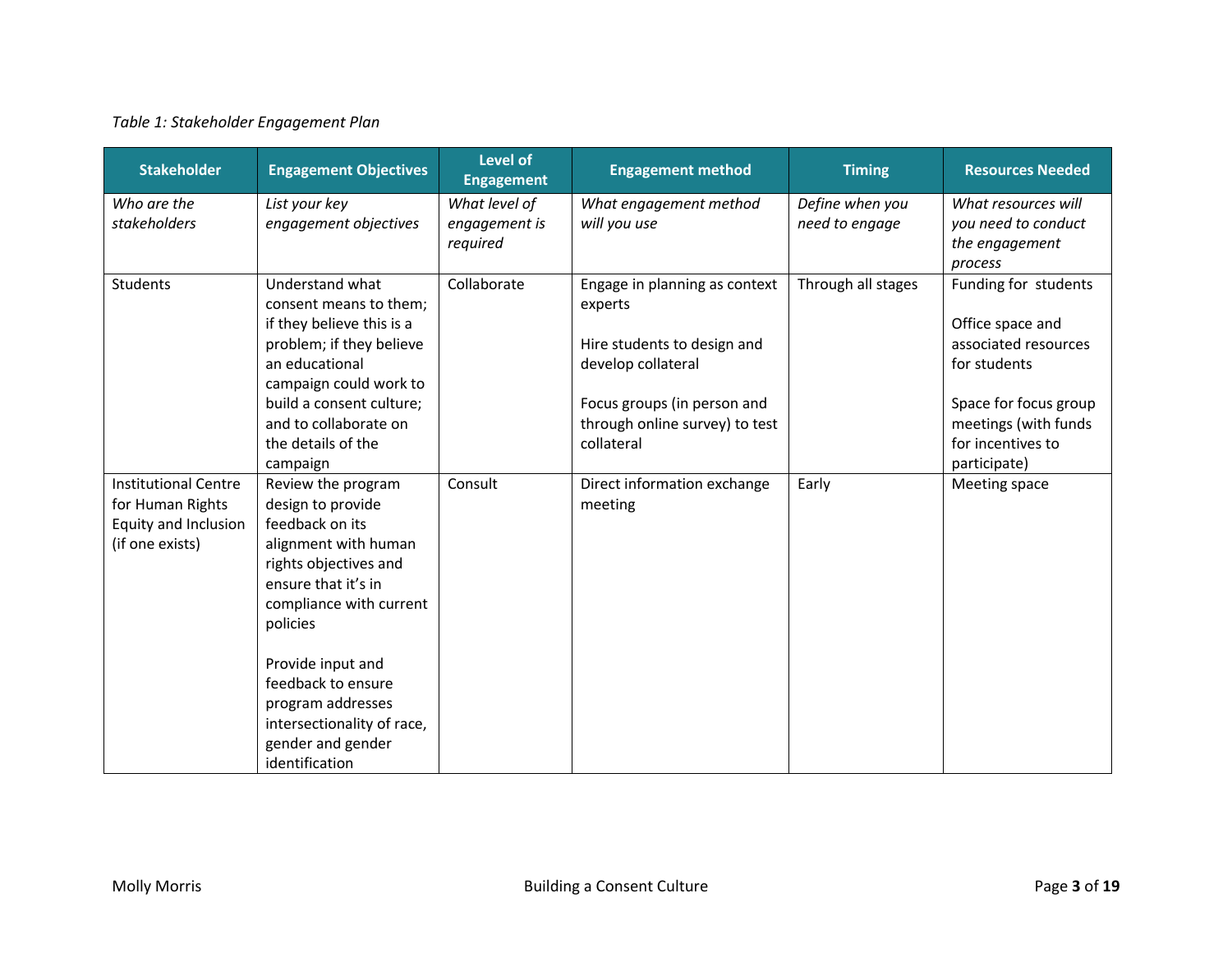*Table 1: Stakeholder Engagement Plan*

| Stakeholder | Engagement Objectives | Level of Engagement | Engagement method | Timing | Resources Needed |
|---|---|---|---|---|---|
| *Who are the stakeholders* | *List your key engagement objectives* | *What level of engagement is required* | *What engagement method will you use* | *Define when you need to engage* | *What resources will you need to conduct the engagement process* |
| Students | Understand what consent means to them; if they believe this is a problem; if they believe an educational campaign could work to build a consent culture; and to collaborate on the details of the campaign | Collaborate | Engage in planning as context experts<br><br>Hire students to design and develop collateral<br><br>Focus groups (in person and through online survey) to test collateral | Through all stages | Funding for students<br><br>Office space and associated resources for students<br><br>Space for focus group meetings (with funds for incentives to participate) |
| Institutional Centre for Human Rights Equity and Inclusion (if one exists) | Review the program design to provide feedback on its alignment with human rights objectives and ensure that it's in compliance with current policies<br><br>Provide input and feedback to ensure program addresses intersectionality of race, gender and gender identification | Consult | Direct information exchange meeting | Early | Meeting space |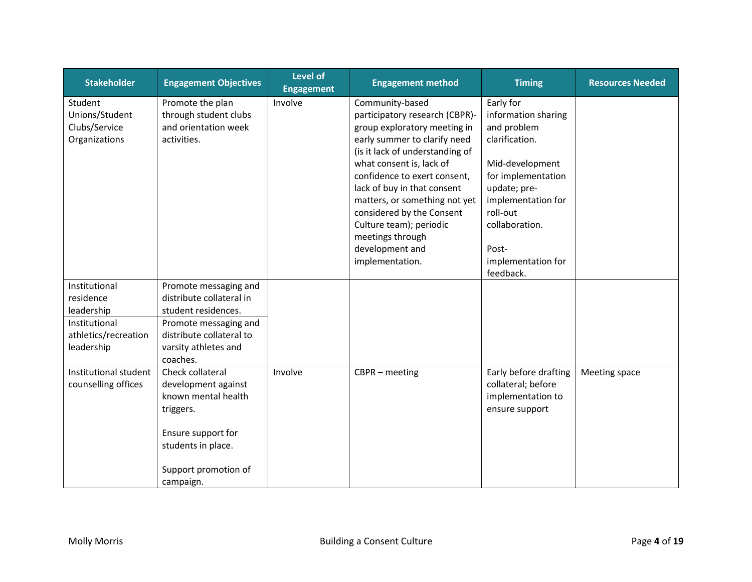| Stakeholder | Engagement Objectives | Level of Engagement | Engagement method | Timing | Resources Needed |
| --- | --- | --- | --- | --- | --- |
| Student Unions/Student Clubs/Service Organizations | Promote the plan through student clubs and orientation week activities. | Involve | Community-based participatory research (CBPR)-group exploratory meeting in early summer to clarify need (is it lack of understanding of what consent is, lack of confidence to exert consent, lack of buy in that consent matters, or something not yet considered by the Consent Culture team); periodic meetings through development and implementation. | Early for information sharing and problem clarification.<br><br>Mid-development for implementation update; pre-implementation for roll-out collaboration.<br><br>Post-implementation for feedback. | |
| Institutional residence leadership | Promote messaging and distribute collateral in student residences. | | | | |
| Institutional athletics/recreation leadership | Promote messaging and distribute collateral to varsity athletes and coaches. | | | | |
| Institutional student counselling offices | Check collateral development against known mental health triggers.<br><br>Ensure support for students in place.<br><br>Support promotion of campaign. | Involve | CBPR – meeting | Early before drafting collateral; before implementation to ensure support | Meeting space |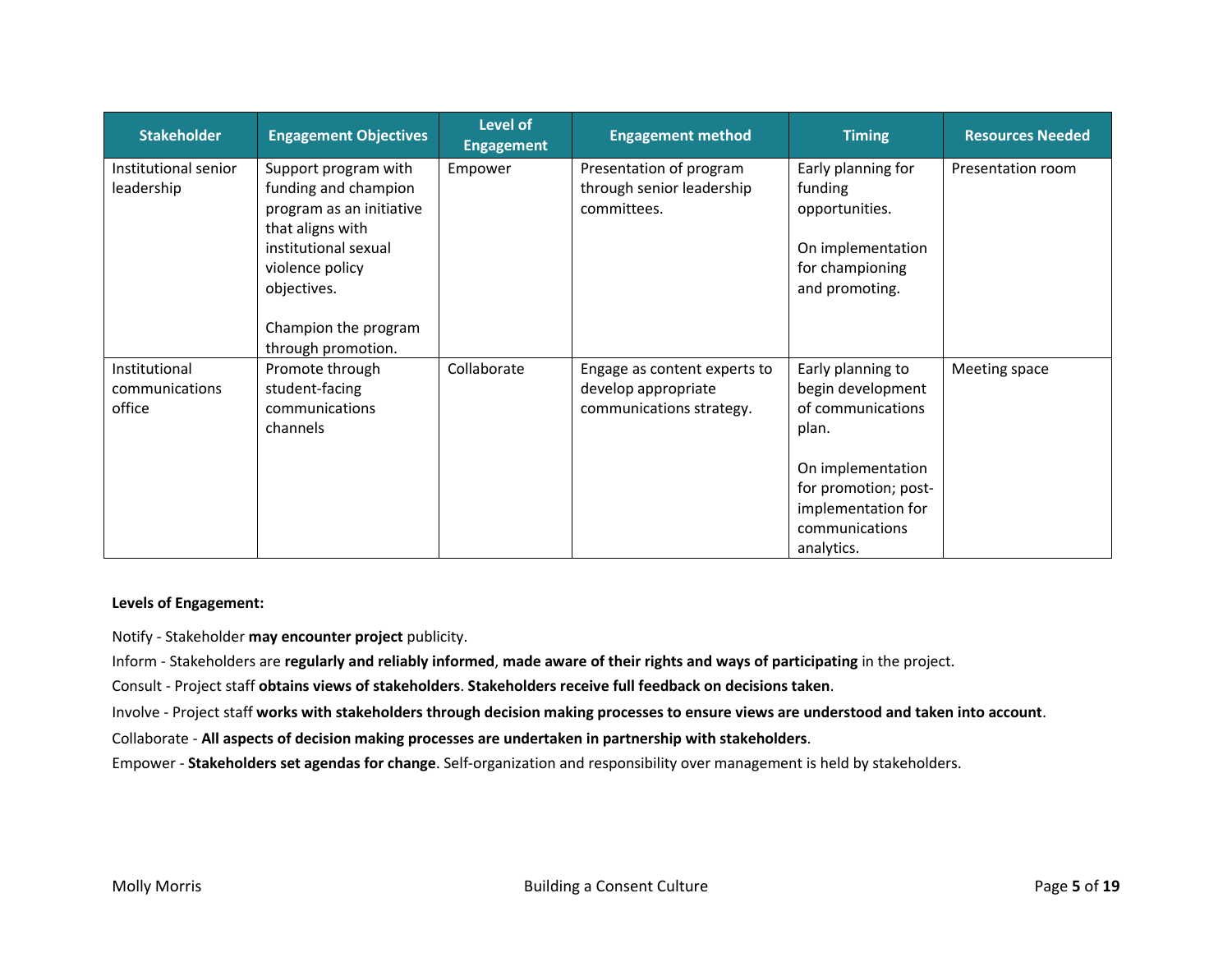| Stakeholder | Engagement Objectives | Level of Engagement | Engagement method | Timing | Resources Needed |
|---|---|---|---|---|---|
| Institutional senior leadership | Support program with funding and champion program as an initiative that aligns with institutional sexual violence policy objectives.<br><br>Champion the program through promotion. | Empower | Presentation of program through senior leadership committees. | Early planning for funding opportunities.<br><br>On implementation for championing and promoting. | Presentation room |
| Institutional communications office | Promote through student-facing communications channels | Collaborate | Engage as content experts to develop appropriate communications strategy. | Early planning to begin development of communications plan.<br><br>On implementation for promotion; post-implementation for communications analytics. | Meeting space |

**Levels of Engagement:**

Notify - Stakeholder **may encounter project** publicity.

Inform - Stakeholders are **regularly and reliably informed**, **made aware of their rights and ways of participating** in the project.

Consult - Project staff **obtains views of stakeholders**. **Stakeholders receive full feedback on decisions taken**.

Involve - Project staff **works with stakeholders through decision making processes to ensure views are understood and taken into account**.

Collaborate - **All aspects of decision making processes are undertaken in partnership with stakeholders**.

Empower - **Stakeholders set agendas for change**. Self-organization and responsibility over management is held by stakeholders.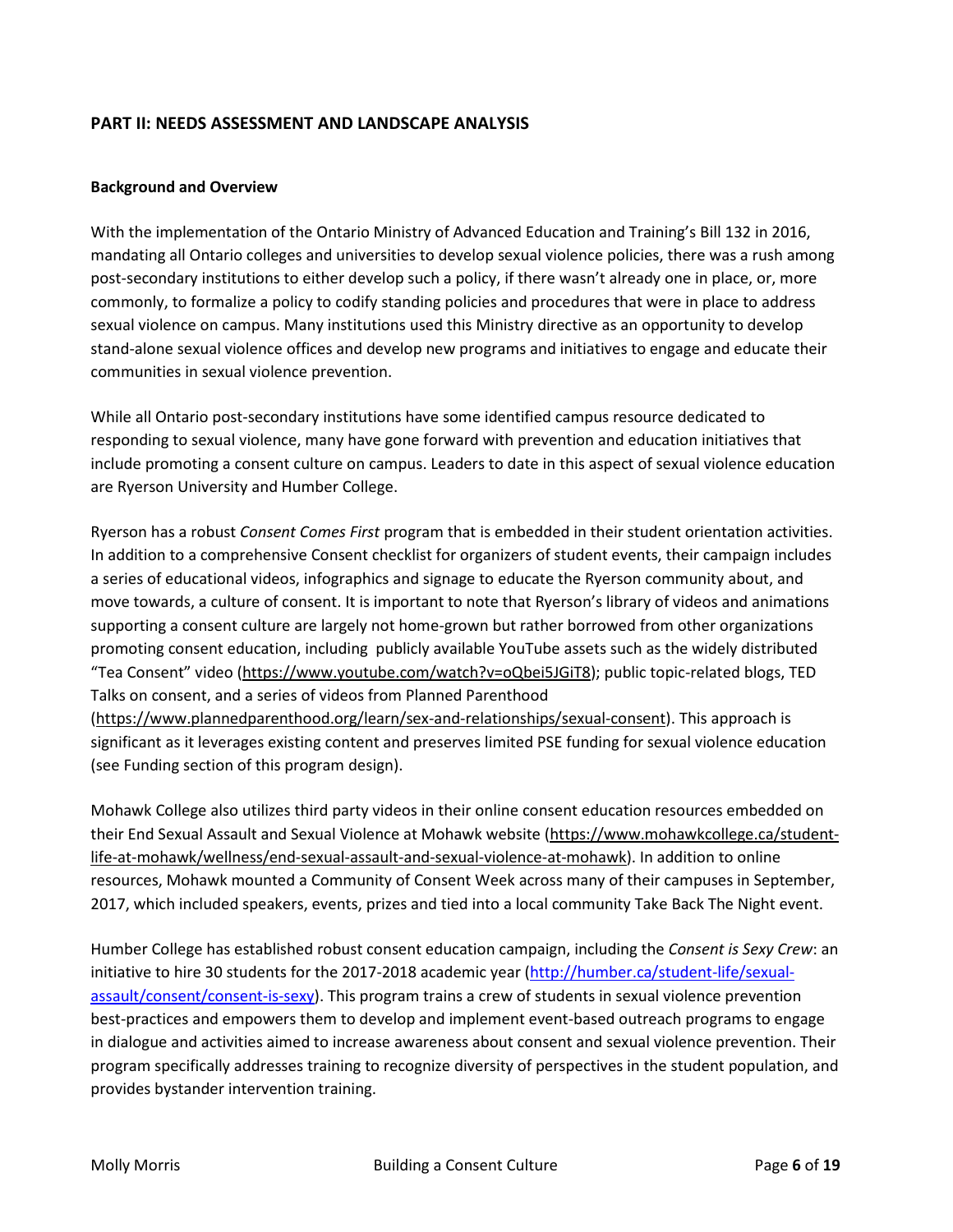## PART II: NEEDS ASSESSMENT AND LANDSCAPE ANALYSIS

### Background and Overview

With the implementation of the Ontario Ministry of Advanced Education and Training's Bill 132 in 2016, mandating all Ontario colleges and universities to develop sexual violence policies, there was a rush among post-secondary institutions to either develop such a policy, if there wasn't already one in place, or, more commonly, to formalize a policy to codify standing policies and procedures that were in place to address sexual violence on campus. Many institutions used this Ministry directive as an opportunity to develop stand-alone sexual violence offices and develop new programs and initiatives to engage and educate their communities in sexual violence prevention.

While all Ontario post-secondary institutions have some identified campus resource dedicated to responding to sexual violence, many have gone forward with prevention and education initiatives that include promoting a consent culture on campus. Leaders to date in this aspect of sexual violence education are Ryerson University and Humber College.

Ryerson has a robust *Consent Comes First* program that is embedded in their student orientation activities. In addition to a comprehensive Consent checklist for organizers of student events, their campaign includes a series of educational videos, infographics and signage to educate the Ryerson community about, and move towards, a culture of consent. It is important to note that Ryerson's library of videos and animations supporting a consent culture are largely not home-grown but rather borrowed from other organizations promoting consent education, including publicly available YouTube assets such as the widely distributed "Tea Consent" video (https://www.youtube.com/watch?v=oQbei5JGiT8); public topic-related blogs, TED Talks on consent, and a series of videos from Planned Parenthood (https://www.plannedparenthood.org/learn/sex-and-relationships/sexual-consent). This approach is significant as it leverages existing content and preserves limited PSE funding for sexual violence education (see Funding section of this program design).

Mohawk College also utilizes third party videos in their online consent education resources embedded on their End Sexual Assault and Sexual Violence at Mohawk website (https://www.mohawkcollege.ca/student-life-at-mohawk/wellness/end-sexual-assault-and-sexual-violence-at-mohawk). In addition to online resources, Mohawk mounted a Community of Consent Week across many of their campuses in September, 2017, which included speakers, events, prizes and tied into a local community Take Back The Night event.

Humber College has established robust consent education campaign, including the *Consent is Sexy Crew*: an initiative to hire 30 students for the 2017-2018 academic year (http://humber.ca/student-life/sexual-assault/consent/consent-is-sexy). This program trains a crew of students in sexual violence prevention best-practices and empowers them to develop and implement event-based outreach programs to engage in dialogue and activities aimed to increase awareness about consent and sexual violence prevention. Their program specifically addresses training to recognize diversity of perspectives in the student population, and provides bystander intervention training.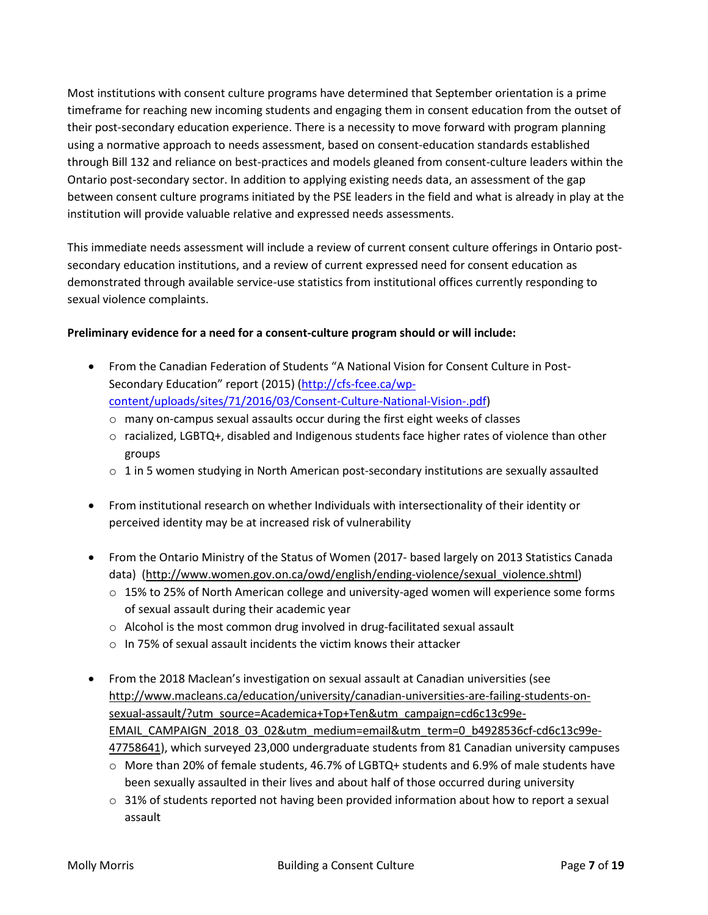Most institutions with consent culture programs have determined that September orientation is a prime timeframe for reaching new incoming students and engaging them in consent education from the outset of their post-secondary education experience. There is a necessity to move forward with program planning using a normative approach to needs assessment, based on consent-education standards established through Bill 132 and reliance on best-practices and models gleaned from consent-culture leaders within the Ontario post-secondary sector. In addition to applying existing needs data, an assessment of the gap between consent culture programs initiated by the PSE leaders in the field and what is already in play at the institution will provide valuable relative and expressed needs assessments.

This immediate needs assessment will include a review of current consent culture offerings in Ontario post-secondary education institutions, and a review of current expressed need for consent education as demonstrated through available service-use statistics from institutional offices currently responding to sexual violence complaints.

**Preliminary evidence for a need for a consent-culture program should or will include:**

- From the Canadian Federation of Students "A National Vision for Consent Culture in Post-Secondary Education" report (2015) (http://cfs-fcee.ca/wp-content/uploads/sites/71/2016/03/Consent-Culture-National-Vision-.pdf)
  - many on-campus sexual assaults occur during the first eight weeks of classes
  - racialized, LGBTQ+, disabled and Indigenous students face higher rates of violence than other groups
  - 1 in 5 women studying in North American post-secondary institutions are sexually assaulted

- From institutional research on whether Individuals with intersectionality of their identity or perceived identity may be at increased risk of vulnerability

- From the Ontario Ministry of the Status of Women (2017- based largely on 2013 Statistics Canada data) (http://www.women.gov.on.ca/owd/english/ending-violence/sexual_violence.shtml)
  - 15% to 25% of North American college and university-aged women will experience some forms of sexual assault during their academic year
  - Alcohol is the most common drug involved in drug-facilitated sexual assault
  - In 75% of sexual assault incidents the victim knows their attacker

- From the 2018 Maclean's investigation on sexual assault at Canadian universities (see http://www.macleans.ca/education/university/canadian-universities-are-failing-students-on-sexual-assault/?utm_source=Academica+Top+Ten&utm_campaign=cd6c13c99e-EMAIL_CAMPAIGN_2018_03_02&utm_medium=email&utm_term=0_b4928536cf-cd6c13c99e-47758641), which surveyed 23,000 undergraduate students from 81 Canadian university campuses
  - More than 20% of female students, 46.7% of LGBTQ+ students and 6.9% of male students have been sexually assaulted in their lives and about half of those occurred during university
  - 31% of students reported not having been provided information about how to report a sexual assault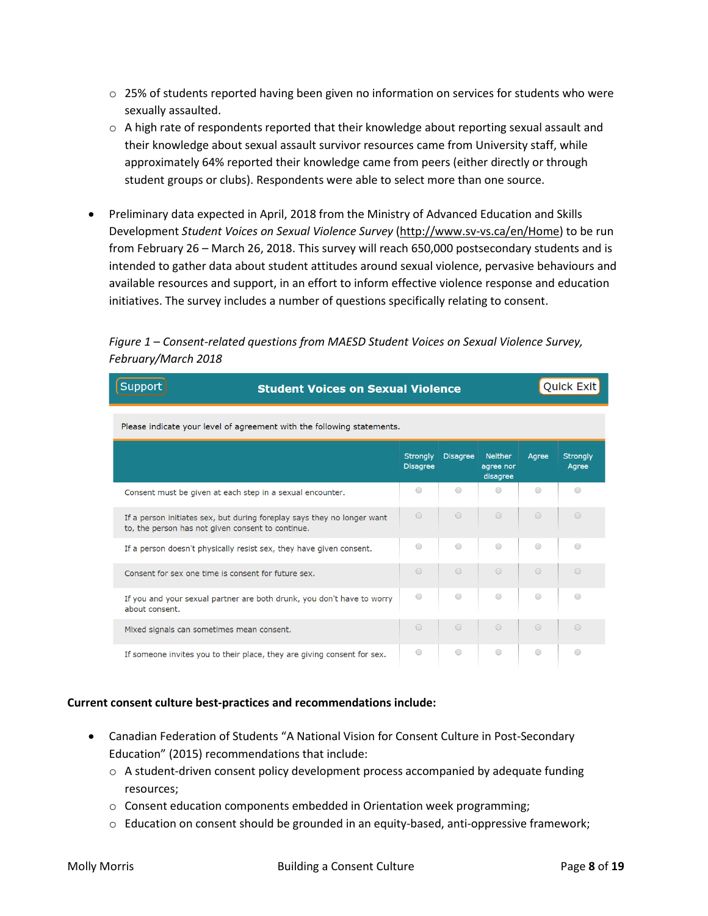- 25% of students reported having been given no information on services for students who were sexually assaulted.
  - A high rate of respondents reported that their knowledge about reporting sexual assault and their knowledge about sexual assault survivor resources came from University staff, while approximately 64% reported their knowledge came from peers (either directly or through student groups or clubs). Respondents were able to select more than one source.

- Preliminary data expected in April, 2018 from the Ministry of Advanced Education and Skills Development *Student Voices on Sexual Violence Survey* (http://www.sv-vs.ca/en/Home) to be run from February 26 – March 26, 2018. This survey will reach 650,000 postsecondary students and is intended to gather data about student attitudes around sexual violence, pervasive behaviours and available resources and support, in an effort to inform effective violence response and education initiatives. The survey includes a number of questions specifically relating to consent.

*Figure 1 – Consent-related questions from MAESD Student Voices on Sexual Violence Survey, February/March 2018*

**Student Voices on Sexual Violence**

Support | Quick Exit

Please indicate your level of agreement with the following statements.

| | Strongly Disagree | Disagree | Neither agree nor disagree | Agree | Strongly Agree |
|---|---|---|---|---|---|
| Consent must be given at each step in a sexual encounter. | ○ | ○ | ○ | ○ | ○ |
| If a person initiates sex, but during foreplay says they no longer want to, the person has not given consent to continue. | ○ | ○ | ○ | ○ | ○ |
| If a person doesn't physically resist sex, they have given consent. | ○ | ○ | ○ | ○ | ○ |
| Consent for sex one time is consent for future sex. | ○ | ○ | ○ | ○ | ○ |
| If you and your sexual partner are both drunk, you don't have to worry about consent. | ○ | ○ | ○ | ○ | ○ |
| Mixed signals can sometimes mean consent. | ○ | ○ | ○ | ○ | ○ |
| If someone invites you to their place, they are giving consent for sex. | ○ | ○ | ○ | ○ | ○ |

**Current consent culture best-practices and recommendations include:**

- Canadian Federation of Students "A National Vision for Consent Culture in Post-Secondary Education" (2015) recommendations that include:
  - A student-driven consent policy development process accompanied by adequate funding resources;
  - Consent education components embedded in Orientation week programming;
  - Education on consent should be grounded in an equity-based, anti-oppressive framework;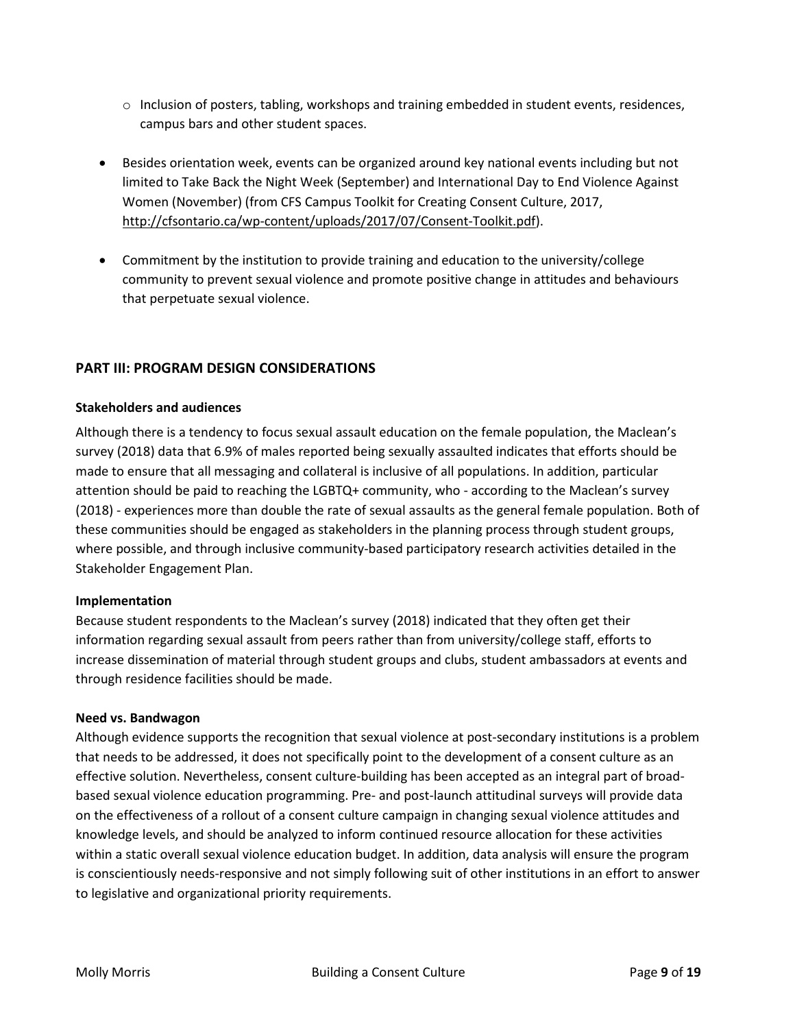- Inclusion of posters, tabling, workshops and training embedded in student events, residences, campus bars and other student spaces.

- Besides orientation week, events can be organized around key national events including but not limited to Take Back the Night Week (September) and International Day to End Violence Against Women (November) (from CFS Campus Toolkit for Creating Consent Culture, 2017, http://cfsontario.ca/wp-content/uploads/2017/07/Consent-Toolkit.pdf).

- Commitment by the institution to provide training and education to the university/college community to prevent sexual violence and promote positive change in attitudes and behaviours that perpetuate sexual violence.

## PART III: PROGRAM DESIGN CONSIDERATIONS

**Stakeholders and audiences**

Although there is a tendency to focus sexual assault education on the female population, the Maclean's survey (2018) data that 6.9% of males reported being sexually assaulted indicates that efforts should be made to ensure that all messaging and collateral is inclusive of all populations. In addition, particular attention should be paid to reaching the LGBTQ+ community, who - according to the Maclean's survey (2018) - experiences more than double the rate of sexual assaults as the general female population. Both of these communities should be engaged as stakeholders in the planning process through student groups, where possible, and through inclusive community-based participatory research activities detailed in the Stakeholder Engagement Plan.

**Implementation**

Because student respondents to the Maclean's survey (2018) indicated that they often get their information regarding sexual assault from peers rather than from university/college staff, efforts to increase dissemination of material through student groups and clubs, student ambassadors at events and through residence facilities should be made.

**Need vs. Bandwagon**

Although evidence supports the recognition that sexual violence at post-secondary institutions is a problem that needs to be addressed, it does not specifically point to the development of a consent culture as an effective solution. Nevertheless, consent culture-building has been accepted as an integral part of broad-based sexual violence education programming. Pre- and post-launch attitudinal surveys will provide data on the effectiveness of a rollout of a consent culture campaign in changing sexual violence attitudes and knowledge levels, and should be analyzed to inform continued resource allocation for these activities within a static overall sexual violence education budget. In addition, data analysis will ensure the program is conscientiously needs-responsive and not simply following suit of other institutions in an effort to answer to legislative and organizational priority requirements.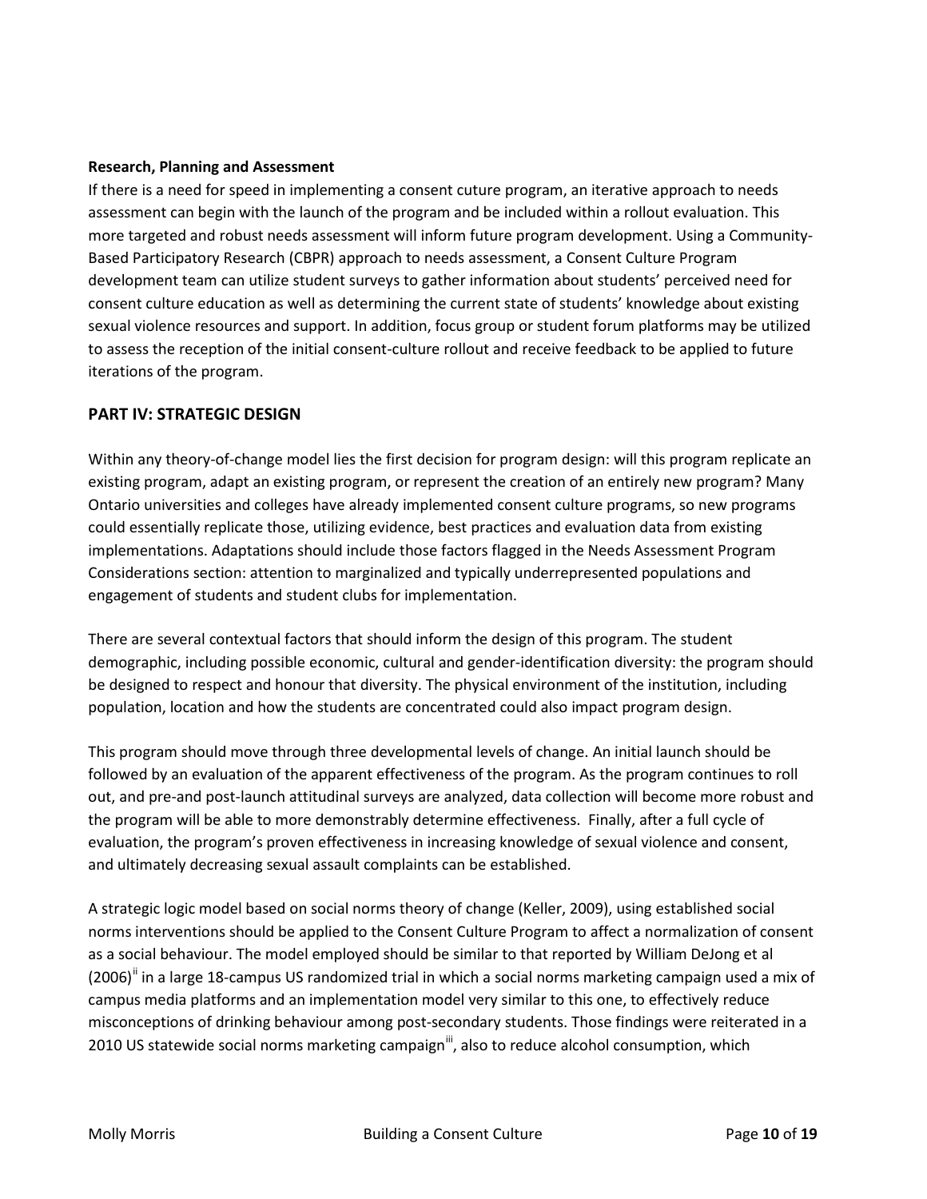**Research, Planning and Assessment**

If there is a need for speed in implementing a consent cuture program, an iterative approach to needs assessment can begin with the launch of the program and be included within a rollout evaluation. This more targeted and robust needs assessment will inform future program development. Using a Community-Based Participatory Research (CBPR) approach to needs assessment, a Consent Culture Program development team can utilize student surveys to gather information about students' perceived need for consent culture education as well as determining the current state of students' knowledge about existing sexual violence resources and support. In addition, focus group or student forum platforms may be utilized to assess the reception of the initial consent-culture rollout and receive feedback to be applied to future iterations of the program.

## PART IV: STRATEGIC DESIGN

Within any theory-of-change model lies the first decision for program design: will this program replicate an existing program, adapt an existing program, or represent the creation of an entirely new program? Many Ontario universities and colleges have already implemented consent culture programs, so new programs could essentially replicate those, utilizing evidence, best practices and evaluation data from existing implementations. Adaptations should include those factors flagged in the Needs Assessment Program Considerations section: attention to marginalized and typically underrepresented populations and engagement of students and student clubs for implementation.

There are several contextual factors that should inform the design of this program. The student demographic, including possible economic, cultural and gender-identification diversity: the program should be designed to respect and honour that diversity. The physical environment of the institution, including population, location and how the students are concentrated could also impact program design.

This program should move through three developmental levels of change. An initial launch should be followed by an evaluation of the apparent effectiveness of the program. As the program continues to roll out, and pre-and post-launch attitudinal surveys are analyzed, data collection will become more robust and the program will be able to more demonstrably determine effectiveness. Finally, after a full cycle of evaluation, the program's proven effectiveness in increasing knowledge of sexual violence and consent, and ultimately decreasing sexual assault complaints can be established.

A strategic logic model based on social norms theory of change (Keller, 2009), using established social norms interventions should be applied to the Consent Culture Program to affect a normalization of consent as a social behaviour. The model employed should be similar to that reported by William DeJong et al (2006)[ii] in a large 18-campus US randomized trial in which a social norms marketing campaign used a mix of campus media platforms and an implementation model very similar to this one, to effectively reduce misconceptions of drinking behaviour among post-secondary students. Those findings were reiterated in a 2010 US statewide social norms marketing campaign[iii], also to reduce alcohol consumption, which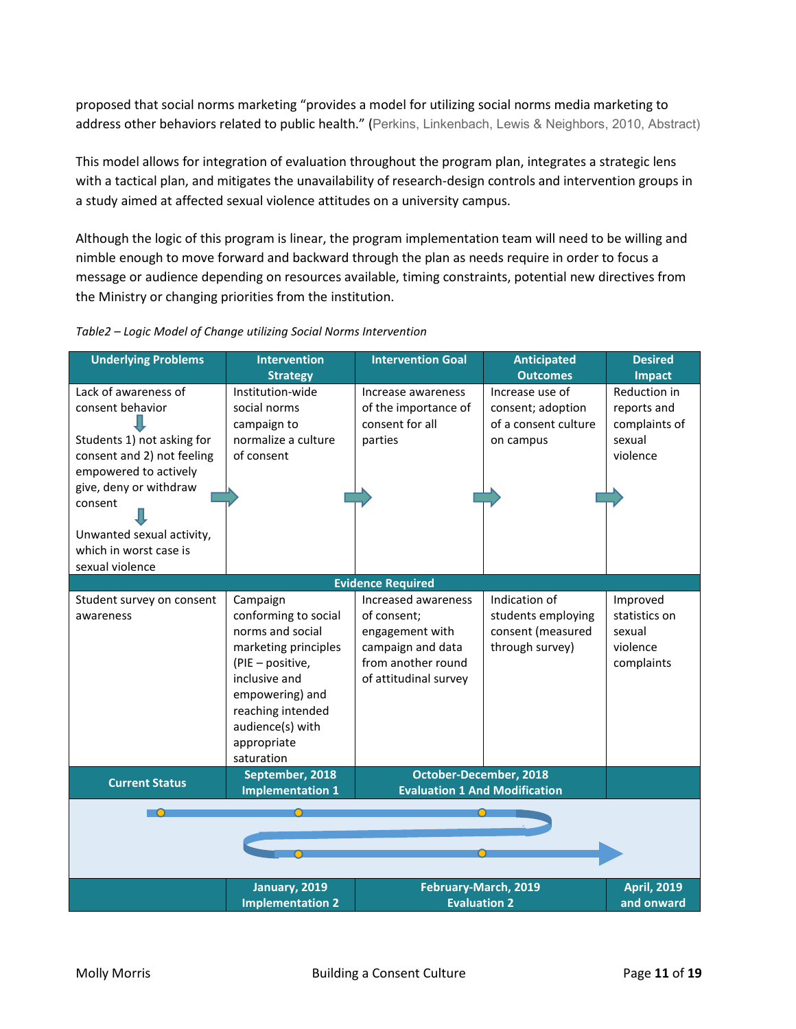proposed that social norms marketing "provides a model for utilizing social norms media marketing to address other behaviors related to public health." (Perkins, Linkenbach, Lewis & Neighbors, 2010, Abstract)

This model allows for integration of evaluation throughout the program plan, integrates a strategic lens with a tactical plan, and mitigates the unavailability of research-design controls and intervention groups in a study aimed at affected sexual violence attitudes on a university campus.

Although the logic of this program is linear, the program implementation team will need to be willing and nimble enough to move forward and backward through the plan as needs require in order to focus a message or audience depending on resources available, timing constraints, potential new directives from the Ministry or changing priorities from the institution.

*Table2 – Logic Model of Change utilizing Social Norms Intervention*

| Underlying Problems | Intervention Strategy | Intervention Goal | Anticipated Outcomes | Desired Impact |
|---|---|---|---|---|
| Lack of awareness of consent behavior ↓ Students 1) not asking for consent and 2) not feeling empowered to actively give, deny or withdraw consent ↓ Unwanted sexual activity, which in worst case is sexual violence | Institution-wide social norms campaign to normalize a culture of consent | Increase awareness of the importance of consent for all parties | Increase use of consent; adoption of a consent culture on campus | Reduction in reports and complaints of sexual violence |
| **Evidence Required** | | | | |
| Student survey on consent awareness | Campaign conforming to social norms and social marketing principles (PIE – positive, inclusive and empowering) and reaching intended audience(s) with appropriate saturation | Increased awareness of consent; engagement with campaign and data from another round of attitudinal survey | Indication of students employing consent (measured through survey) | Improved statistics on sexual violence complaints |
| **Current Status** | **September, 2018 Implementation 1** | **October-December, 2018 Evaluation 1 And Modification** | | |
| | **January, 2019 Implementation 2** | **February-March, 2019 Evaluation 2** | | **April, 2019 and onward** |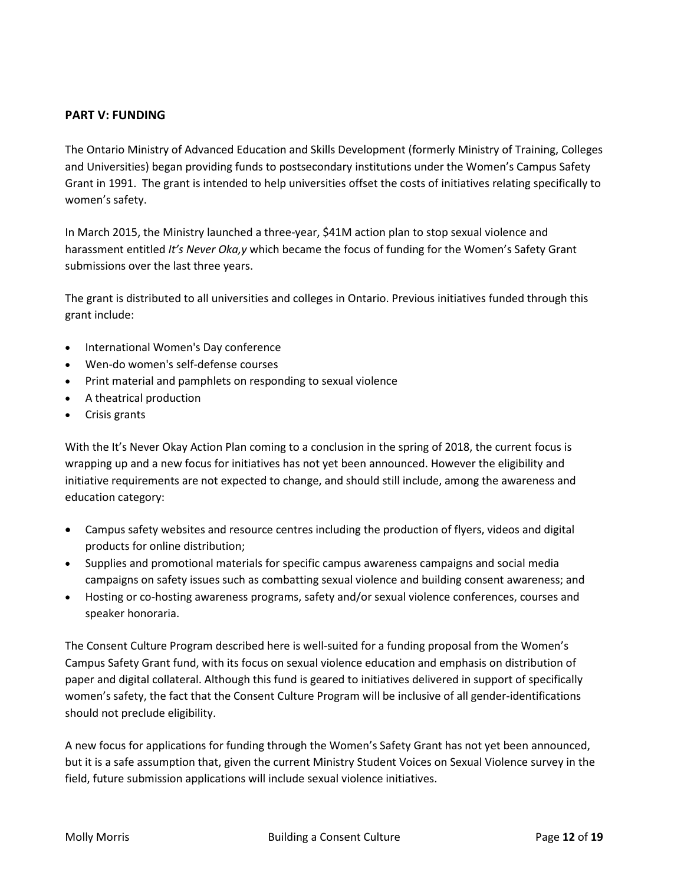## PART V: FUNDING

The Ontario Ministry of Advanced Education and Skills Development (formerly Ministry of Training, Colleges and Universities) began providing funds to postsecondary institutions under the Women's Campus Safety Grant in 1991. The grant is intended to help universities offset the costs of initiatives relating specifically to women's safety.

In March 2015, the Ministry launched a three-year, $41M action plan to stop sexual violence and harassment entitled *It's Never Oka,y* which became the focus of funding for the Women's Safety Grant submissions over the last three years.

The grant is distributed to all universities and colleges in Ontario. Previous initiatives funded through this grant include:

- International Women's Day conference
- Wen-do women's self-defense courses
- Print material and pamphlets on responding to sexual violence
- A theatrical production
- Crisis grants

With the It's Never Okay Action Plan coming to a conclusion in the spring of 2018, the current focus is wrapping up and a new focus for initiatives has not yet been announced. However the eligibility and initiative requirements are not expected to change, and should still include, among the awareness and education category:

- Campus safety websites and resource centres including the production of flyers, videos and digital products for online distribution;
- Supplies and promotional materials for specific campus awareness campaigns and social media campaigns on safety issues such as combatting sexual violence and building consent awareness; and
- Hosting or co-hosting awareness programs, safety and/or sexual violence conferences, courses and speaker honoraria.

The Consent Culture Program described here is well-suited for a funding proposal from the Women's Campus Safety Grant fund, with its focus on sexual violence education and emphasis on distribution of paper and digital collateral. Although this fund is geared to initiatives delivered in support of specifically women's safety, the fact that the Consent Culture Program will be inclusive of all gender-identifications should not preclude eligibility.

A new focus for applications for funding through the Women's Safety Grant has not yet been announced, but it is a safe assumption that, given the current Ministry Student Voices on Sexual Violence survey in the field, future submission applications will include sexual violence initiatives.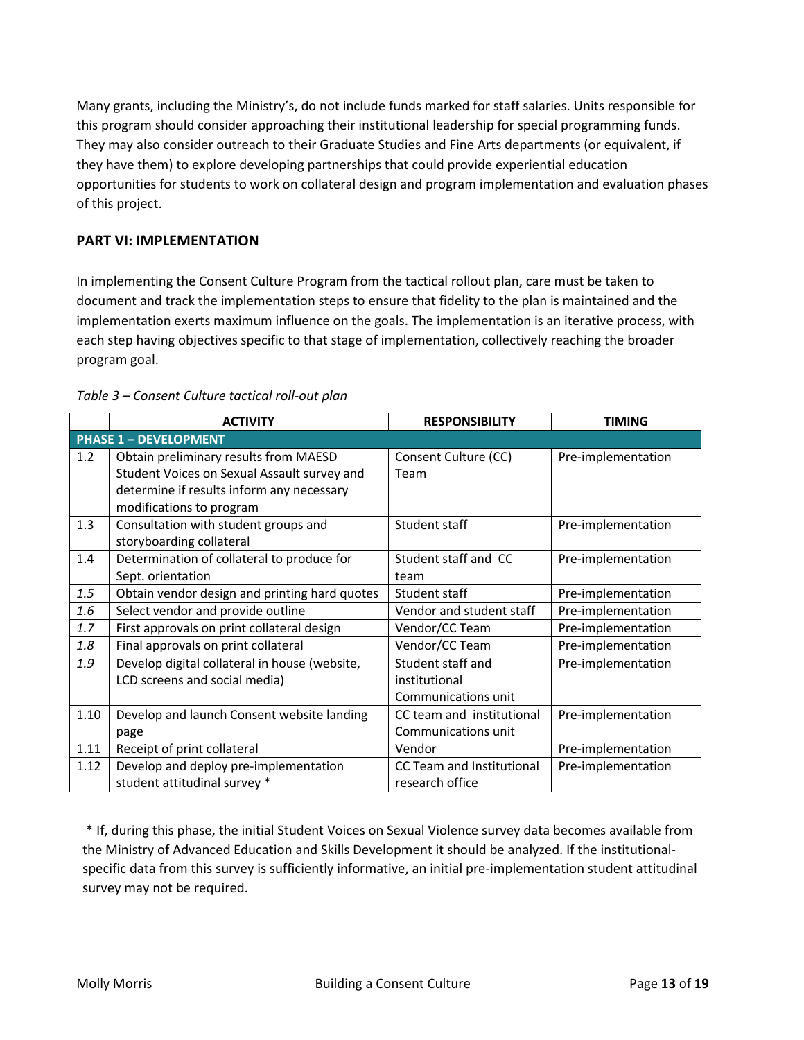Many grants, including the Ministry's, do not include funds marked for staff salaries. Units responsible for this program should consider approaching their institutional leadership for special programming funds. They may also consider outreach to their Graduate Studies and Fine Arts departments (or equivalent, if they have them) to explore developing partnerships that could provide experiential education opportunities for students to work on collateral design and program implementation and evaluation phases of this project.

## PART VI: IMPLEMENTATION

In implementing the Consent Culture Program from the tactical rollout plan, care must be taken to document and track the implementation steps to ensure that fidelity to the plan is maintained and the implementation exerts maximum influence on the goals. The implementation is an iterative process, with each step having objectives specific to that stage of implementation, collectively reaching the broader program goal.

*Table 3 – Consent Culture tactical roll-out plan*

| | ACTIVITY | RESPONSIBILITY | TIMING |
|---|---|---|---|
| **PHASE 1 – DEVELOPMENT** | | | |
| 1.2 | Obtain preliminary results from MAESD Student Voices on Sexual Assault survey and determine if results inform any necessary modifications to program | Consent Culture (CC) Team | Pre-implementation |
| 1.3 | Consultation with student groups and storyboarding collateral | Student staff | Pre-implementation |
| 1.4 | Determination of collateral to produce for Sept. orientation | Student staff and CC team | Pre-implementation |
| *1.5* | Obtain vendor design and printing hard quotes | Student staff | Pre-implementation |
| *1.6* | Select vendor and provide outline | Vendor and student staff | Pre-implementation |
| *1.7* | First approvals on print collateral design | Vendor/CC Team | Pre-implementation |
| *1.8* | Final approvals on print collateral | Vendor/CC Team | Pre-implementation |
| *1.9* | Develop digital collateral in house (website, LCD screens and social media) | Student staff and institutional Communications unit | Pre-implementation |
| 1.10 | Develop and launch Consent website landing page | CC team and institutional Communications unit | Pre-implementation |
| 1.11 | Receipt of print collateral | Vendor | Pre-implementation |
| 1.12 | Develop and deploy pre-implementation student attitudinal survey * | CC Team and Institutional research office | Pre-implementation |

\* If, during this phase, the initial Student Voices on Sexual Violence survey data becomes available from the Ministry of Advanced Education and Skills Development it should be analyzed. If the institutional-specific data from this survey is sufficiently informative, an initial pre-implementation student attitudinal survey may not be required.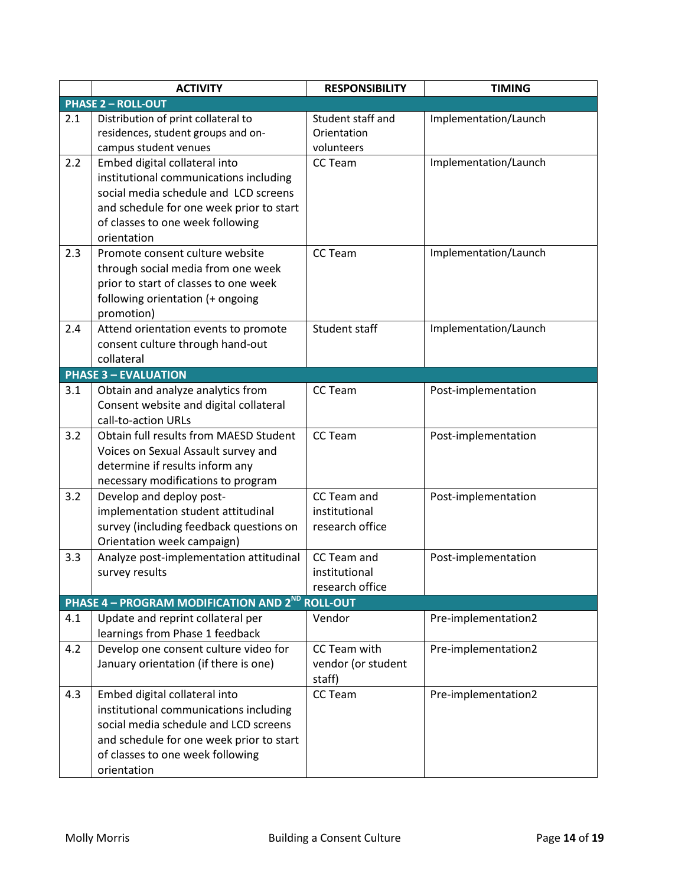|  | ACTIVITY | RESPONSIBILITY | TIMING |
|---|---|---|---|
| **PHASE 2 – ROLL-OUT** | | | |
| 2.1 | Distribution of print collateral to residences, student groups and on-campus student venues | Student staff and Orientation volunteers | Implementation/Launch |
| 2.2 | Embed digital collateral into institutional communications including social media schedule and LCD screens and schedule for one week prior to start of classes to one week following orientation | CC Team | Implementation/Launch |
| 2.3 | Promote consent culture website through social media from one week prior to start of classes to one week following orientation (+ ongoing promotion) | CC Team | Implementation/Launch |
| 2.4 | Attend orientation events to promote consent culture through hand-out collateral | Student staff | Implementation/Launch |
| **PHASE 3 – EVALUATION** | | | |
| 3.1 | Obtain and analyze analytics from Consent website and digital collateral call-to-action URLs | CC Team | Post-implementation |
| 3.2 | Obtain full results from MAESD Student Voices on Sexual Assault survey and determine if results inform any necessary modifications to program | CC Team | Post-implementation |
| 3.2 | Develop and deploy post-implementation student attitudinal survey (including feedback questions on Orientation week campaign) | CC Team and institutional research office | Post-implementation |
| 3.3 | Analyze post-implementation attitudinal survey results | CC Team and institutional research office | Post-implementation |
| **PHASE 4 – PROGRAM MODIFICATION AND 2ND ROLL-OUT** | | | |
| 4.1 | Update and reprint collateral per learnings from Phase 1 feedback | Vendor | Pre-implementation2 |
| 4.2 | Develop one consent culture video for January orientation (if there is one) | CC Team with vendor (or student staff) | Pre-implementation2 |
| 4.3 | Embed digital collateral into institutional communications including social media schedule and LCD screens and schedule for one week prior to start of classes to one week following orientation | CC Team | Pre-implementation2 |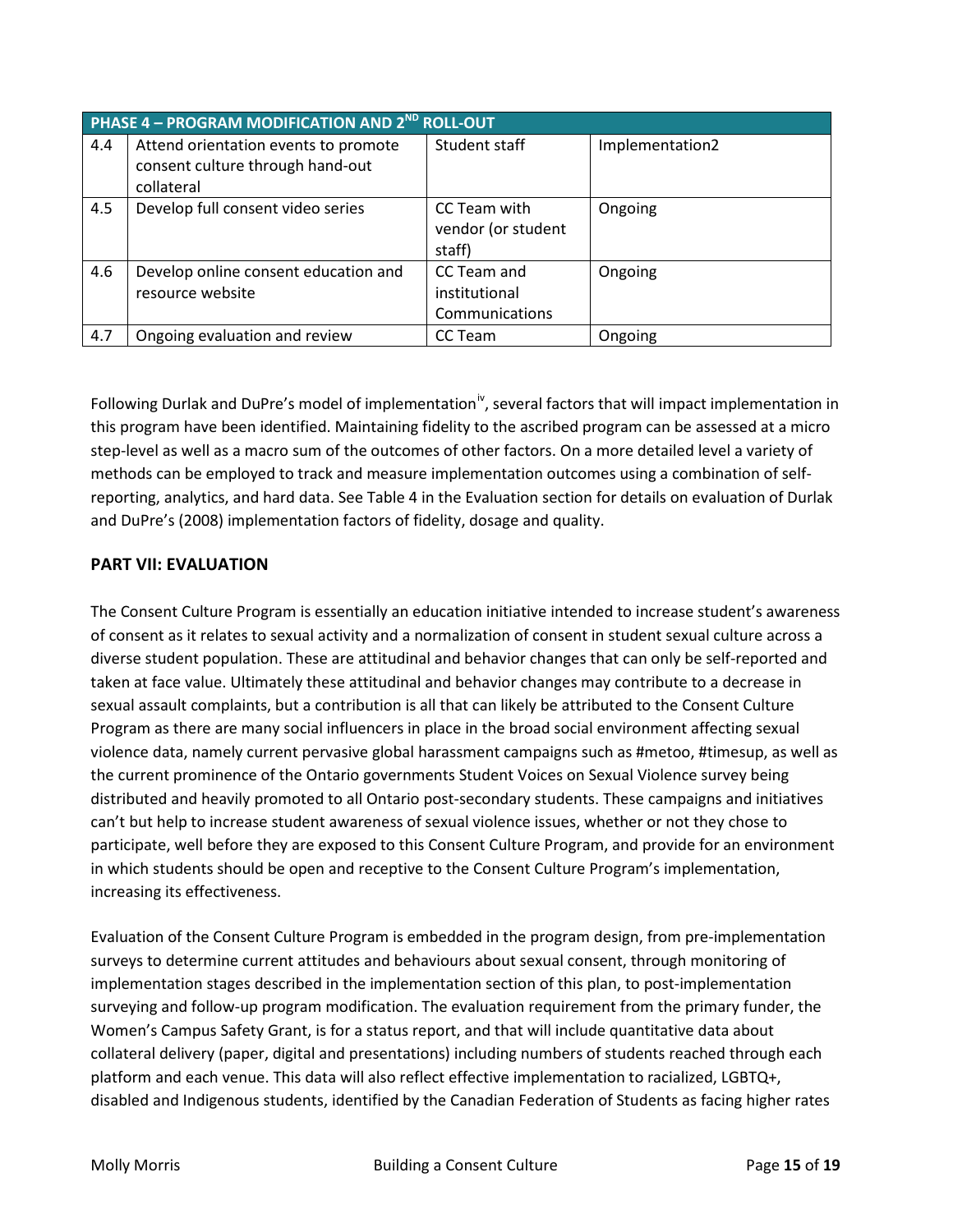| PHASE 4 – PROGRAM MODIFICATION AND 2[ND] ROLL-OUT | | | |
|---|---|---|---|
| 4.4 | Attend orientation events to promote consent culture through hand-out collateral | Student staff | Implementation2 |
| 4.5 | Develop full consent video series | CC Team with vendor (or student staff) | Ongoing |
| 4.6 | Develop online consent education and resource website | CC Team and institutional Communications | Ongoing |
| 4.7 | Ongoing evaluation and review | CC Team | Ongoing |

Following Durlak and DuPre's model of implementation[iv], several factors that will impact implementation in this program have been identified. Maintaining fidelity to the ascribed program can be assessed at a micro step-level as well as a macro sum of the outcomes of other factors. On a more detailed level a variety of methods can be employed to track and measure implementation outcomes using a combination of self-reporting, analytics, and hard data. See Table 4 in the Evaluation section for details on evaluation of Durlak and DuPre's (2008) implementation factors of fidelity, dosage and quality.

## PART VII: EVALUATION

The Consent Culture Program is essentially an education initiative intended to increase student's awareness of consent as it relates to sexual activity and a normalization of consent in student sexual culture across a diverse student population. These are attitudinal and behavior changes that can only be self-reported and taken at face value. Ultimately these attitudinal and behavior changes may contribute to a decrease in sexual assault complaints, but a contribution is all that can likely be attributed to the Consent Culture Program as there are many social influencers in place in the broad social environment affecting sexual violence data, namely current pervasive global harassment campaigns such as #metoo, #timesup, as well as the current prominence of the Ontario governments Student Voices on Sexual Violence survey being distributed and heavily promoted to all Ontario post-secondary students. These campaigns and initiatives can't but help to increase student awareness of sexual violence issues, whether or not they chose to participate, well before they are exposed to this Consent Culture Program, and provide for an environment in which students should be open and receptive to the Consent Culture Program's implementation, increasing its effectiveness.

Evaluation of the Consent Culture Program is embedded in the program design, from pre-implementation surveys to determine current attitudes and behaviours about sexual consent, through monitoring of implementation stages described in the implementation section of this plan, to post-implementation surveying and follow-up program modification. The evaluation requirement from the primary funder, the Women's Campus Safety Grant, is for a status report, and that will include quantitative data about collateral delivery (paper, digital and presentations) including numbers of students reached through each platform and each venue. This data will also reflect effective implementation to racialized, LGBTQ+, disabled and Indigenous students, identified by the Canadian Federation of Students as facing higher rates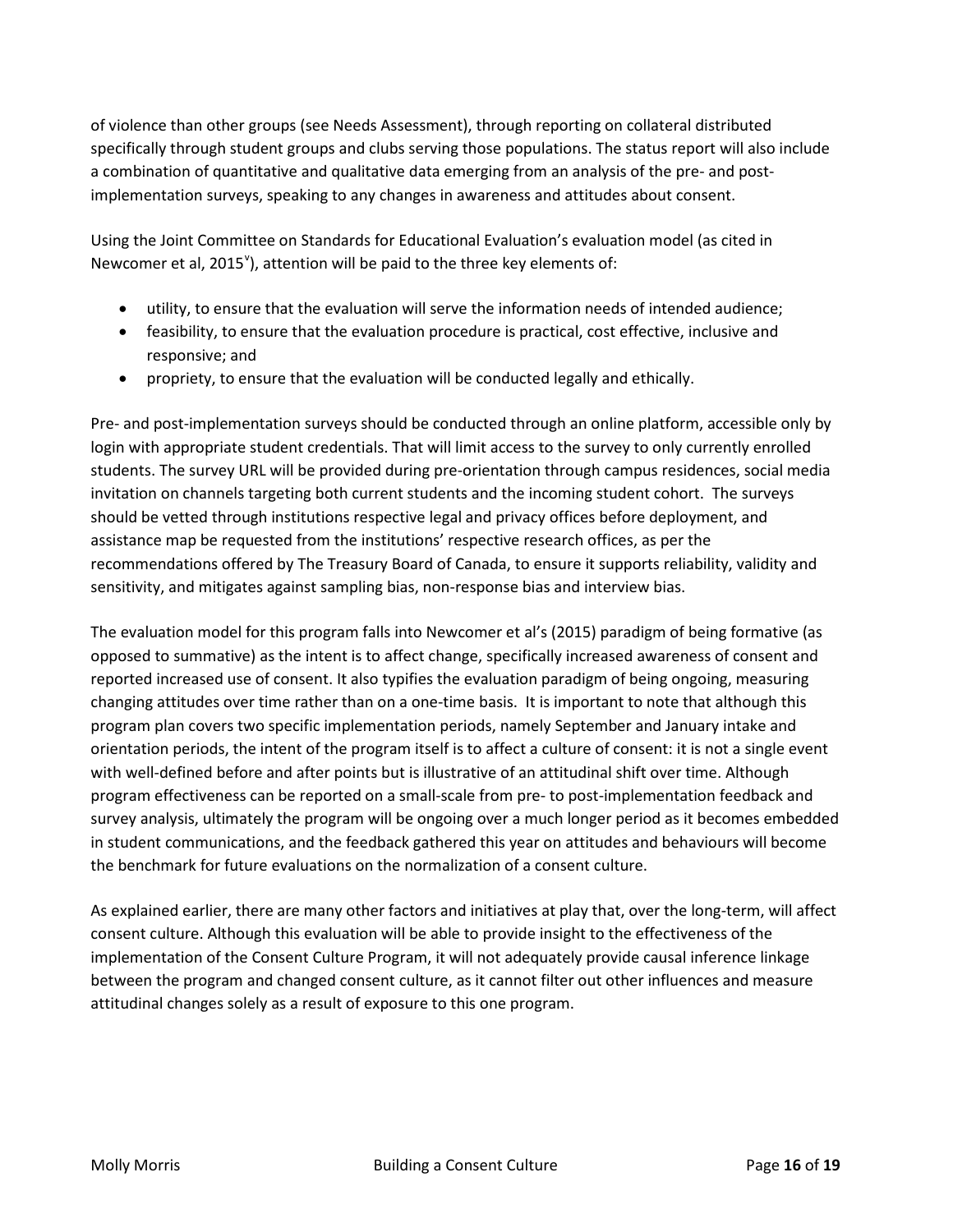of violence than other groups (see Needs Assessment), through reporting on collateral distributed specifically through student groups and clubs serving those populations. The status report will also include a combination of quantitative and qualitative data emerging from an analysis of the pre- and post-implementation surveys, speaking to any changes in awareness and attitudes about consent.

Using the Joint Committee on Standards for Educational Evaluation's evaluation model (as cited in Newcomer et al, 2015[v]), attention will be paid to the three key elements of:

- utility, to ensure that the evaluation will serve the information needs of intended audience;
- feasibility, to ensure that the evaluation procedure is practical, cost effective, inclusive and responsive; and
- propriety, to ensure that the evaluation will be conducted legally and ethically.

Pre- and post-implementation surveys should be conducted through an online platform, accessible only by login with appropriate student credentials. That will limit access to the survey to only currently enrolled students. The survey URL will be provided during pre-orientation through campus residences, social media invitation on channels targeting both current students and the incoming student cohort. The surveys should be vetted through institutions respective legal and privacy offices before deployment, and assistance map be requested from the institutions' respective research offices, as per the recommendations offered by The Treasury Board of Canada, to ensure it supports reliability, validity and sensitivity, and mitigates against sampling bias, non-response bias and interview bias.

The evaluation model for this program falls into Newcomer et al's (2015) paradigm of being formative (as opposed to summative) as the intent is to affect change, specifically increased awareness of consent and reported increased use of consent. It also typifies the evaluation paradigm of being ongoing, measuring changing attitudes over time rather than on a one-time basis. It is important to note that although this program plan covers two specific implementation periods, namely September and January intake and orientation periods, the intent of the program itself is to affect a culture of consent: it is not a single event with well-defined before and after points but is illustrative of an attitudinal shift over time. Although program effectiveness can be reported on a small-scale from pre- to post-implementation feedback and survey analysis, ultimately the program will be ongoing over a much longer period as it becomes embedded in student communications, and the feedback gathered this year on attitudes and behaviours will become the benchmark for future evaluations on the normalization of a consent culture.

As explained earlier, there are many other factors and initiatives at play that, over the long-term, will affect consent culture. Although this evaluation will be able to provide insight to the effectiveness of the implementation of the Consent Culture Program, it will not adequately provide causal inference linkage between the program and changed consent culture, as it cannot filter out other influences and measure attitudinal changes solely as a result of exposure to this one program.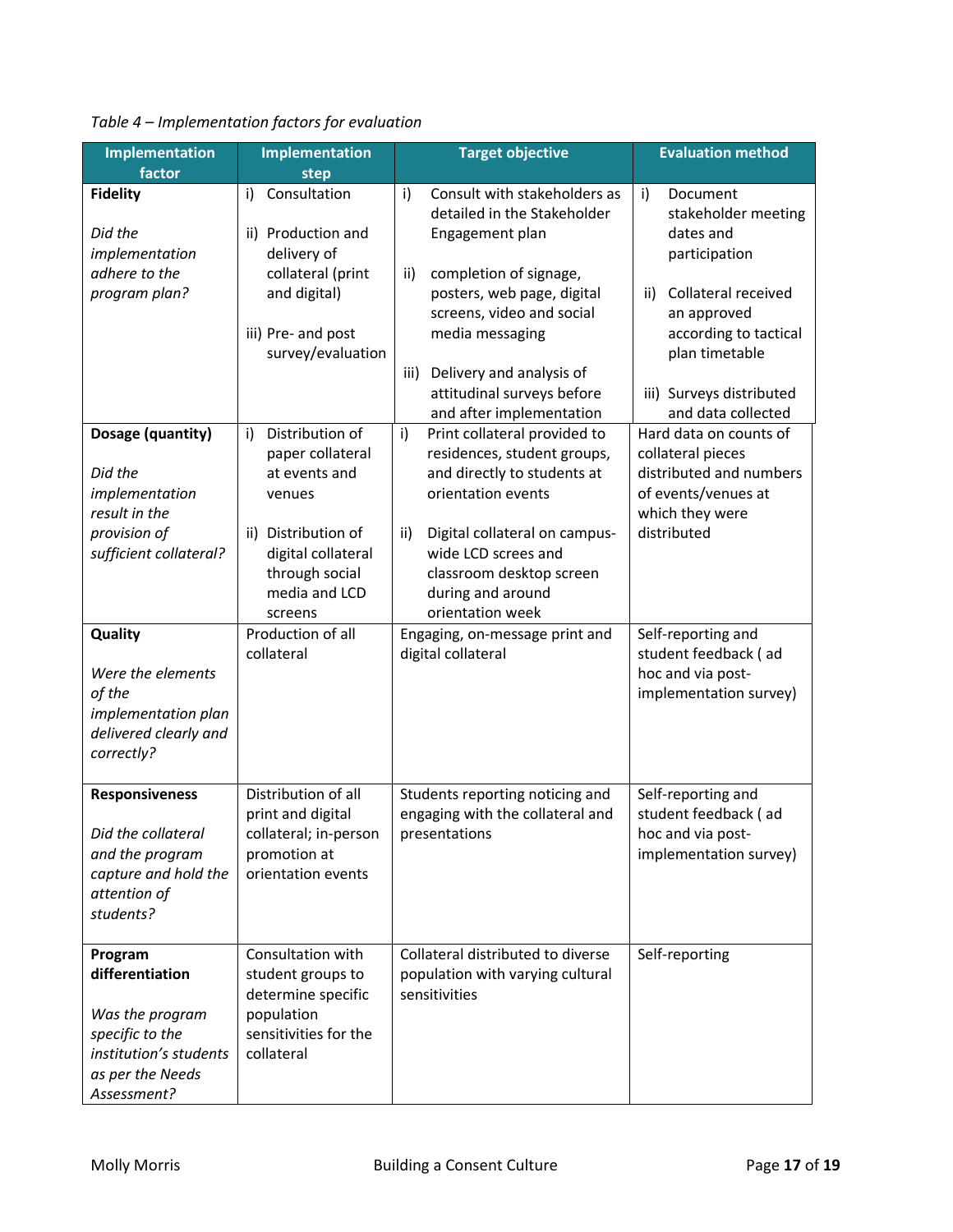*Table 4 – Implementation factors for evaluation*

| Implementation factor | Implementation step | Target objective | Evaluation method |
|---|---|---|---|
| **Fidelity**<br><br>*Did the implementation adhere to the program plan?* | i) Consultation<br><br>ii) Production and delivery of collateral (print and digital)<br><br>iii) Pre- and post survey/evaluation | i) Consult with stakeholders as detailed in the Stakeholder Engagement plan<br><br>ii) completion of signage, posters, web page, digital screens, video and social media messaging<br><br>iii) Delivery and analysis of attitudinal surveys before and after implementation | i) Document stakeholder meeting dates and participation<br><br>ii) Collateral received an approved according to tactical plan timetable<br><br>iii) Surveys distributed and data collected |
| **Dosage (quantity)**<br><br>*Did the implementation result in the provision of sufficient collateral?* | i) Distribution of paper collateral at events and venues<br><br>ii) Distribution of digital collateral through social media and LCD screens | i) Print collateral provided to residences, student groups, and directly to students at orientation events<br><br>ii) Digital collateral on campus-wide LCD screes and classroom desktop screen during and around orientation week | Hard data on counts of collateral pieces distributed and numbers of events/venues at which they were distributed |
| **Quality**<br><br>*Were the elements of the implementation plan delivered clearly and correctly?* | Production of all collateral | Engaging, on-message print and digital collateral | Self-reporting and student feedback ( ad hoc and via post-implementation survey) |
| **Responsiveness**<br><br>*Did the collateral and the program capture and hold the attention of students?* | Distribution of all print and digital collateral; in-person promotion at orientation events | Students reporting noticing and engaging with the collateral and presentations | Self-reporting and student feedback ( ad hoc and via post-implementation survey) |
| **Program differentiation**<br><br>*Was the program specific to the institution's students as per the Needs Assessment?* | Consultation with student groups to determine specific population sensitivities for the collateral | Collateral distributed to diverse population with varying cultural sensitivities | Self-reporting |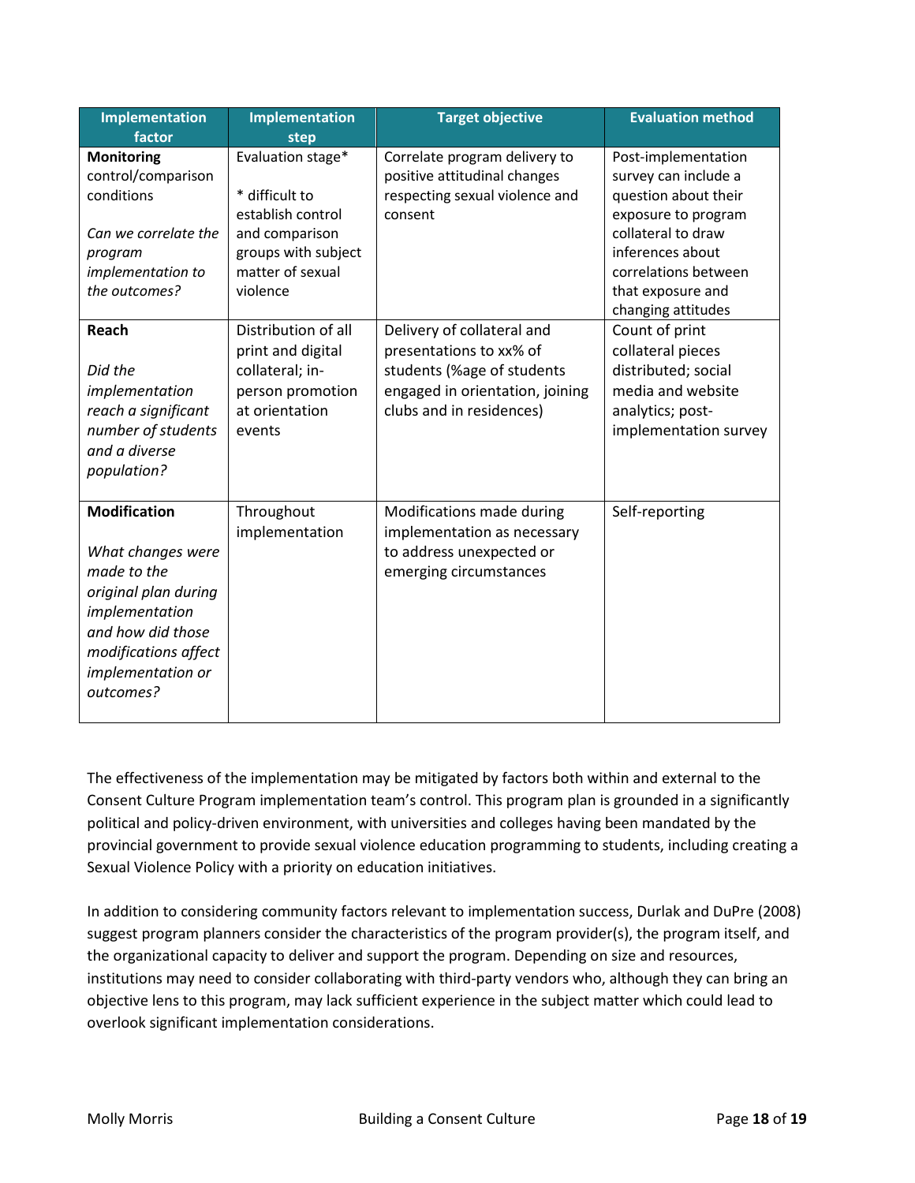| Implementation factor | Implementation step | Target objective | Evaluation method |
|---|---|---|---|
| **Monitoring** control/comparison conditions<br><br>*Can we correlate the program implementation to the outcomes?* | Evaluation stage*<br><br>* difficult to establish control and comparison groups with subject matter of sexual violence | Correlate program delivery to positive attitudinal changes respecting sexual violence and consent | Post-implementation survey can include a question about their exposure to program collateral to draw inferences about correlations between that exposure and changing attitudes |
| **Reach**<br><br>*Did the implementation reach a significant number of students and a diverse population?* | Distribution of all print and digital collateral; in-person promotion at orientation events | Delivery of collateral and presentations to xx% of students (%age of students engaged in orientation, joining clubs and in residences) | Count of print collateral pieces distributed; social media and website analytics; post-implementation survey |
| **Modification**<br><br>*What changes were made to the original plan during implementation and how did those modifications affect implementation or outcomes?* | Throughout implementation | Modifications made during implementation as necessary to address unexpected or emerging circumstances | Self-reporting |

The effectiveness of the implementation may be mitigated by factors both within and external to the Consent Culture Program implementation team's control. This program plan is grounded in a significantly political and policy-driven environment, with universities and colleges having been mandated by the provincial government to provide sexual violence education programming to students, including creating a Sexual Violence Policy with a priority on education initiatives.

In addition to considering community factors relevant to implementation success, Durlak and DuPre (2008) suggest program planners consider the characteristics of the program provider(s), the program itself, and the organizational capacity to deliver and support the program. Depending on size and resources, institutions may need to consider collaborating with third-party vendors who, although they can bring an objective lens to this program, may lack sufficient experience in the subject matter which could lead to overlook significant implementation considerations.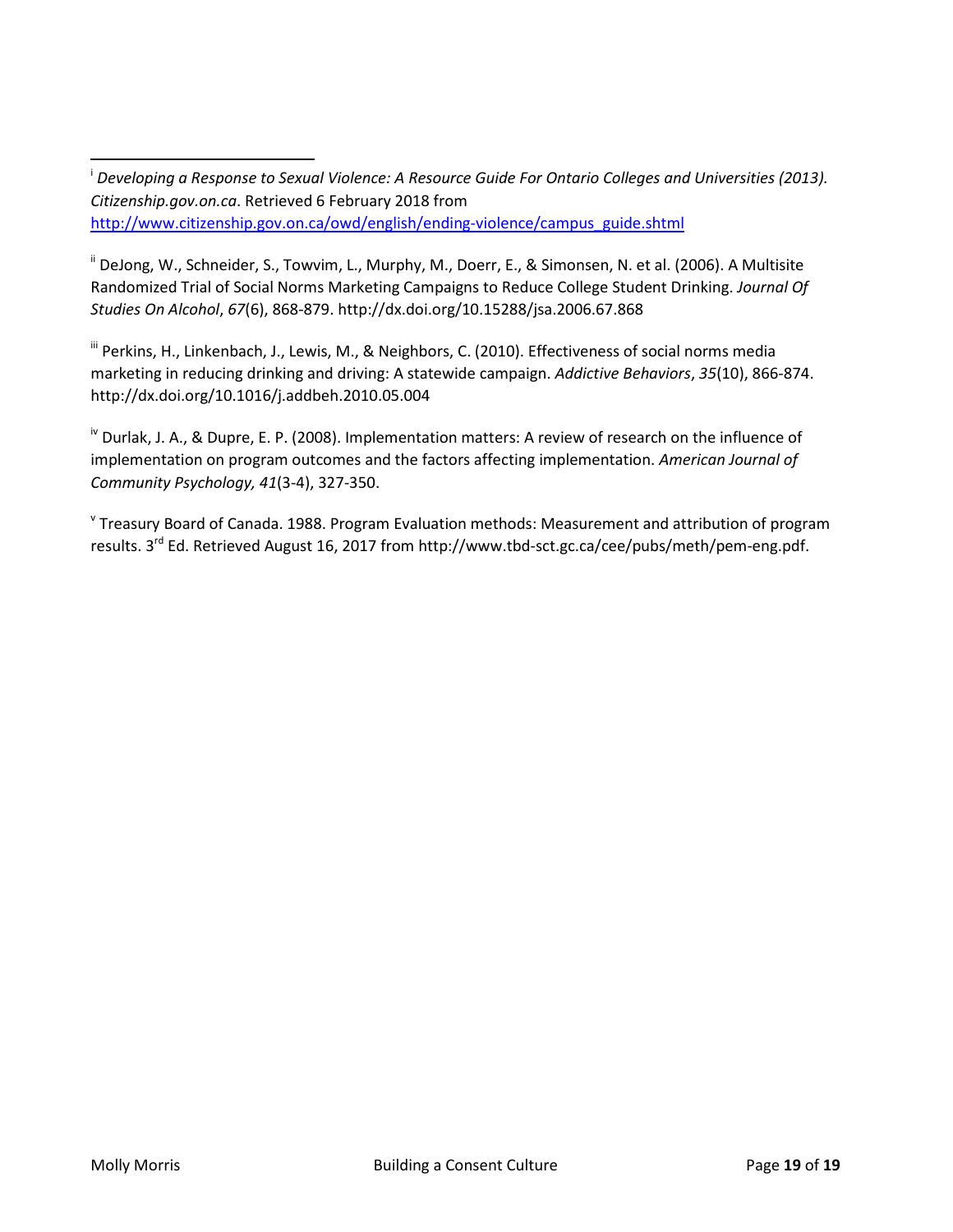[i] *Developing a Response to Sexual Violence: A Resource Guide For Ontario Colleges and Universities (2013). Citizenship.gov.on.ca*. Retrieved 6 February 2018 from http://www.citizenship.gov.on.ca/owd/english/ending-violence/campus_guide.shtml

[ii] DeJong, W., Schneider, S., Towvim, L., Murphy, M., Doerr, E., & Simonsen, N. et al. (2006). A Multisite Randomized Trial of Social Norms Marketing Campaigns to Reduce College Student Drinking. *Journal Of Studies On Alcohol*, *67*(6), 868-879. http://dx.doi.org/10.15288/jsa.2006.67.868

[iii] Perkins, H., Linkenbach, J., Lewis, M., & Neighbors, C. (2010). Effectiveness of social norms media marketing in reducing drinking and driving: A statewide campaign. *Addictive Behaviors*, *35*(10), 866-874. http://dx.doi.org/10.1016/j.addbeh.2010.05.004

[iv] Durlak, J. A., & Dupre, E. P. (2008). Implementation matters: A review of research on the influence of implementation on program outcomes and the factors affecting implementation. *American Journal of Community Psychology, 41*(3-4), 327-350.

[v] Treasury Board of Canada. 1988. Program Evaluation methods: Measurement and attribution of program results. 3rd Ed. Retrieved August 16, 2017 from http://www.tbd-sct.gc.ca/cee/pubs/meth/pem-eng.pdf.